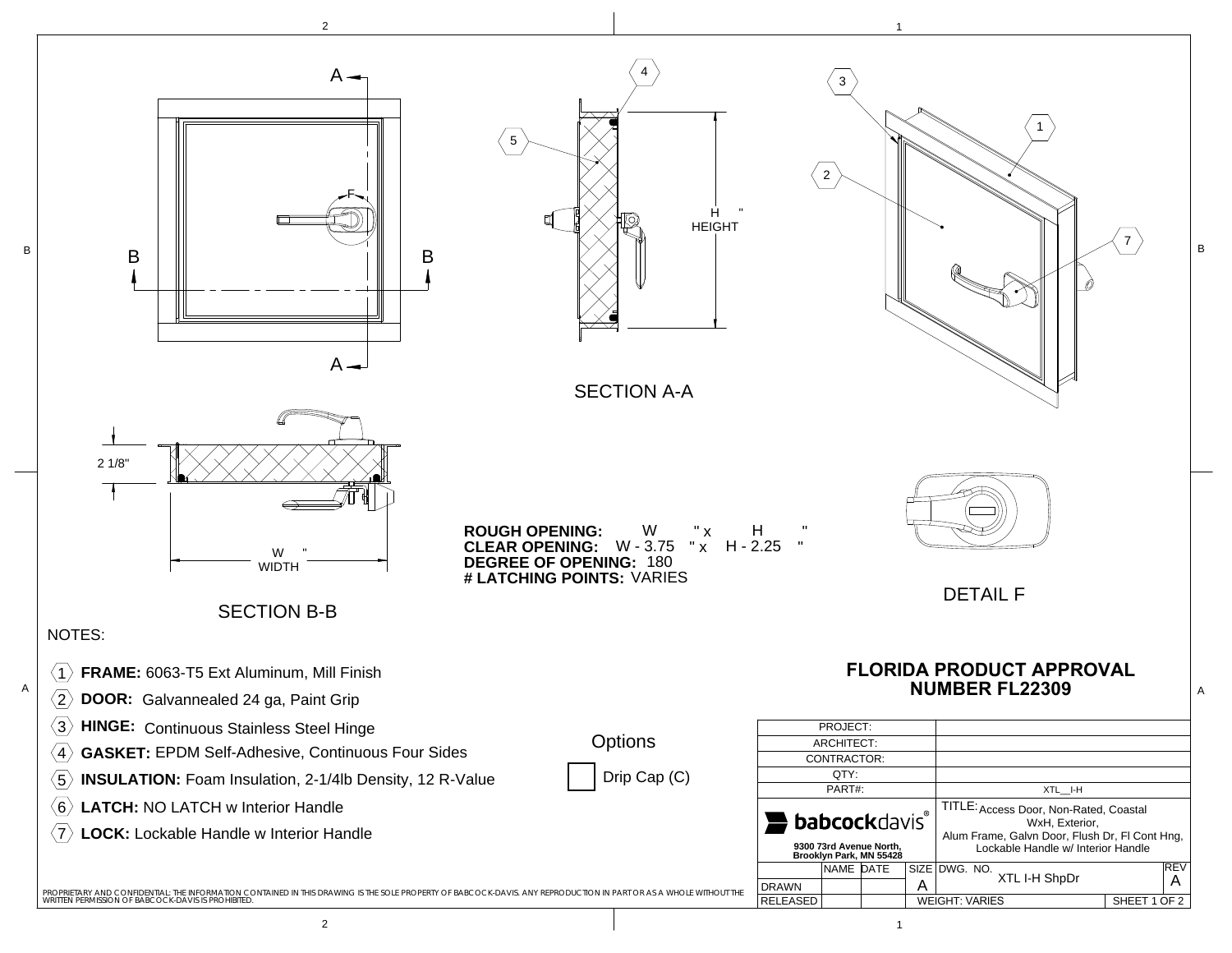SECTION A-A

H "
HEIGHT

SECTION B-B

2 1/8"

W "
WIDTH

**ROUGH OPENING:** W " x H "
**CLEAR OPENING:** W - 3.75 " x H - 2.25 "
**DEGREE OF OPENING:** 180
**# LATCHING POINTS:** VARIES

DETAIL F

NOTES:

1. **FRAME:** 6063-T5 Ext Aluminum, Mill Finish
2. **DOOR:** Galvannealed 24 ga, Paint Grip
3. **HINGE:** Continuous Stainless Steel Hinge
4. **GASKET:** EPDM Self-Adhesive, Continuous Four Sides
5. **INSULATION:** Foam Insulation, 2-1/4lb Density, 12 R-Value
6. **LATCH:** NO LATCH w Interior Handle
7. **LOCK:** Lockable Handle w Interior Handle

Options

☐ Drip Cap (C)

## FLORIDA PRODUCT APPROVAL NUMBER FL22309

| | |
|---|---|
| PROJECT: | |
| ARCHITECT: | |
| CONTRACTOR: | |
| QTY: | |
| PART#: | XTL__I-H |

**babcock**davis®
9300 73rd Avenue North,
Brooklyn Park, MN 55428

TITLE: Access Door, Non-Rated, Coastal WxH, Exterior, Alum Frame, Galvn Door, Flush Dr, Fl Cont Hng, Lockable Handle w/ Interior Handle

| | NAME | DATE | SIZE | DWG. NO. | REV |
|---|---|---|---|---|---|
| DRAWN | | | A | XTL I-H ShpDr | A |
| RELEASED | | | WEIGHT: VARIES | SHEET 1 OF 2 | |

PROPRIETARY AND CONFIDENTIAL: THE INFORMATION CONTAINED IN THIS DRAWING IS THE SOLE PROPERTY OF BABCOCK-DAVIS. ANY REPRODUCTION IN PART OR AS A WHOLE WITHOUT THE WRITTEN PERMISSION OF BABCOCK-DAVIS IS PROHIBITED.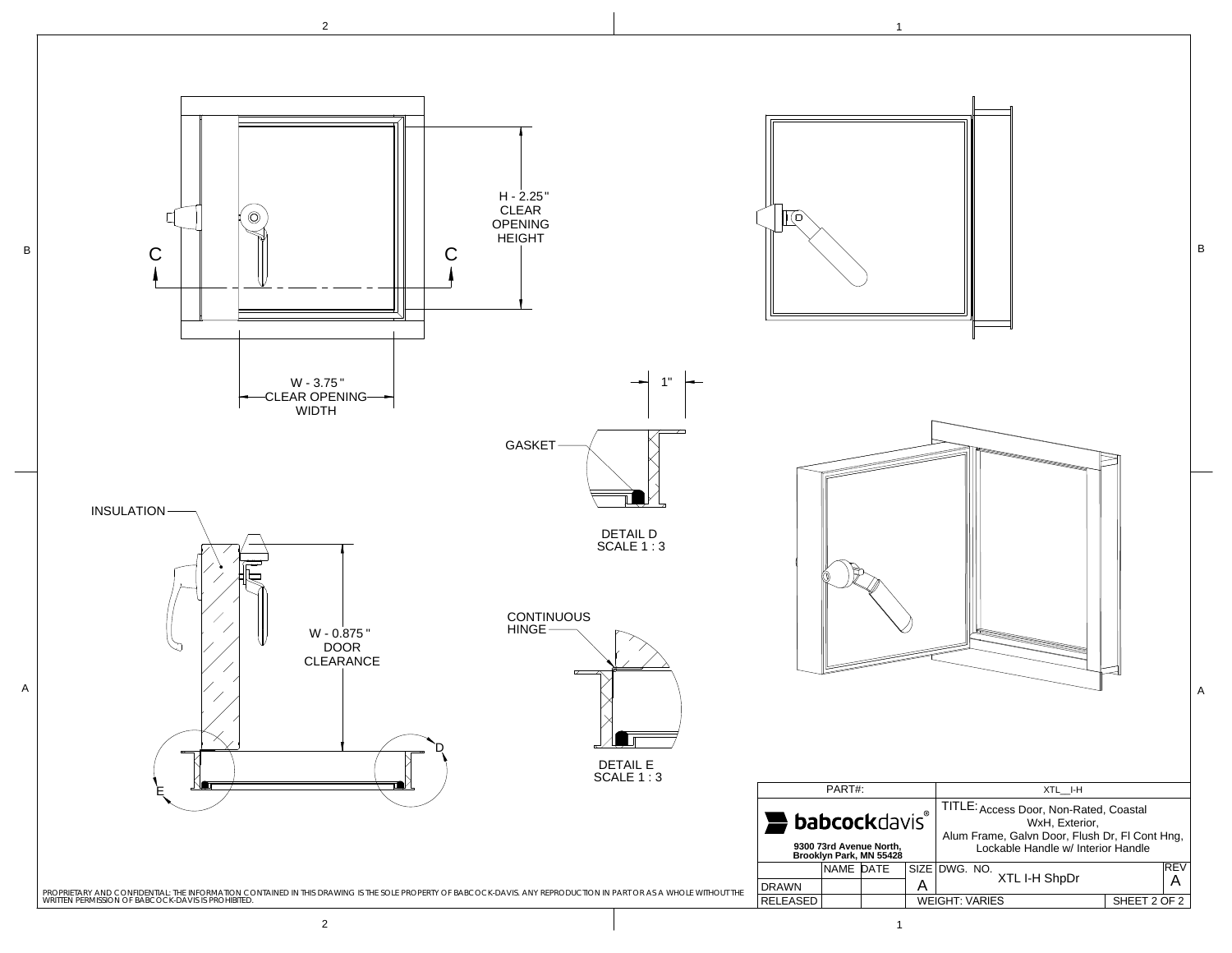H - 2.25"
CLEAR
OPENING
HEIGHT

C C

W - 3.75"
CLEAR OPENING
WIDTH

1"

GASKET

DETAIL D
SCALE 1 : 3

INSULATION

W - 0.875"
DOOR
CLEARANCE

CONTINUOUS
HINGE

DETAIL E
SCALE 1 : 3

D

E

| | | | | |
|---|---|---|---|---|
| PART#: | | | XTL__I-H | |
| **babcock**davis® 9300 73rd Avenue North, Brooklyn Park, MN 55428 | | | TITLE: Access Door, Non-Rated, Coastal WxH, Exterior, Alum Frame, Galvn Door, Flush Dr, Fl Cont Hng, Lockable Handle w/ Interior Handle | |
| | NAME | DATE | SIZE A | DWG. NO. XTL I-H ShpDr | REV A |
| DRAWN | | | | | |
| RELEASED | | | WEIGHT: VARIES | SHEET 2 OF 2 |

PROPRIETARY AND CONFIDENTIAL: THE INFORMATION CONTAINED IN THIS DRAWING IS THE SOLE PROPERTY OF BABCOCK-DAVIS. ANY REPRODUCTION IN PART OR AS A WHOLE WITHOUT THE WRITTEN PERMISSION OF BABCOCK-DAVIS IS PROHIBITED.